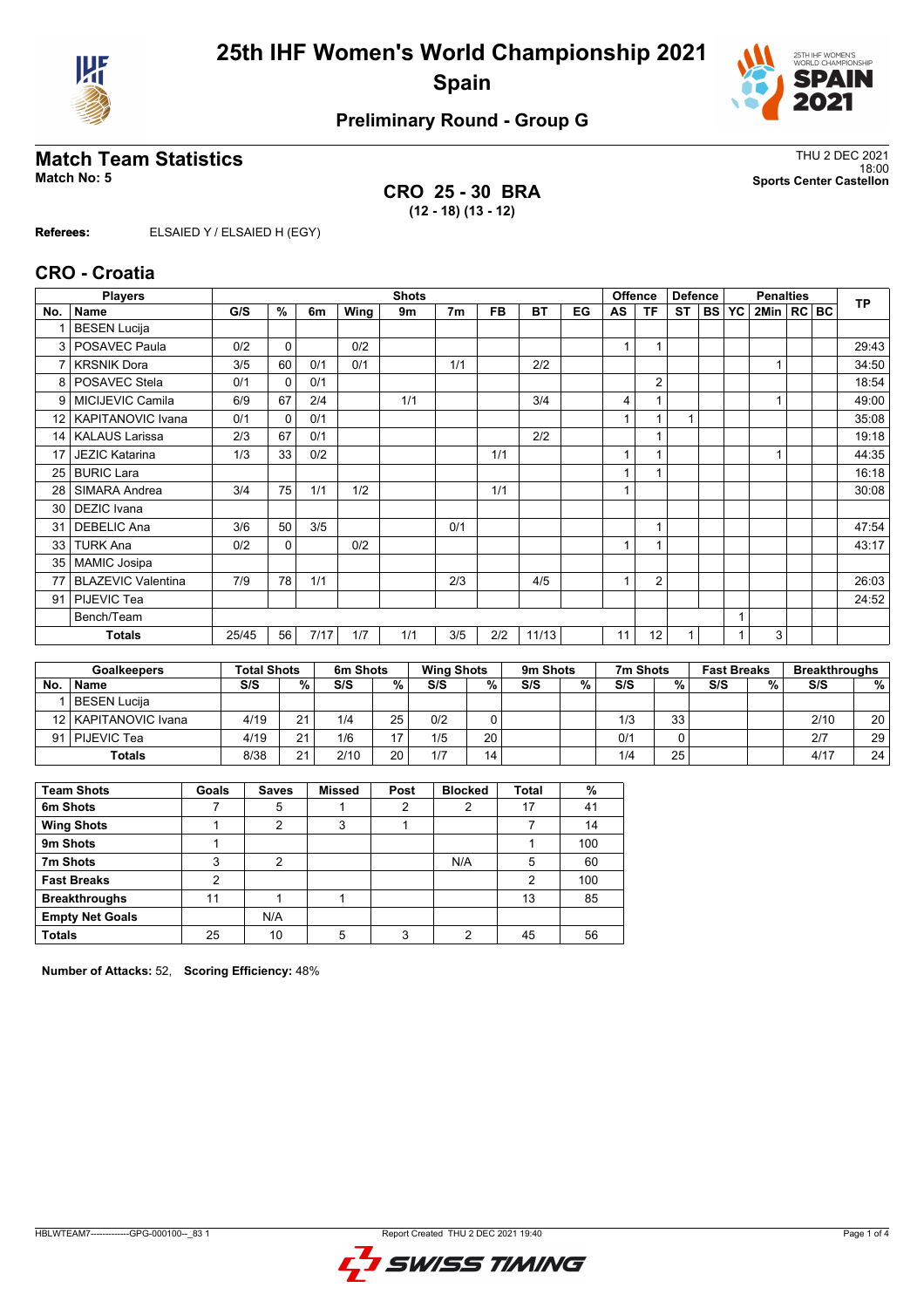# 25th IHF Women's World Championship 2021
## Spain

### Preliminary Round - Group G

## Match Team Statistics

**Match No: 5**

THU 2 DEC 2021
18:00
**Sports Center Castellon**

**CRO 25 - 30 BRA**
**(12 - 18) (13 - 12)**

**Referees:** ELSAIED Y / ELSAIED H (EGY)

## CRO - Croatia

| Players | | Shots | | | | | | | | | Offence | | Defence | | Penalties | | | | TP |
|---|---|---|---|---|---|---|---|---|---|---|---|---|---|---|---|---|---|---|---|
| No. | Name | G/S | % | 6m | Wing | 9m | 7m | FB | BT | EG | AS | TF | ST | BS | YC | 2Min | RC | BC | |
| 1 | BESEN Lucija | | | | | | | | | | | | | | | | | | |
| 3 | POSAVEC Paula | 0/2 | 0 | | 0/2 | | | | | | 1 | 1 | | | | | | | 29:43 |
| 7 | KRSNIK Dora | 3/5 | 60 | 0/1 | 0/1 | | 1/1 | | 2/2 | | | | | | | 1 | | | 34:50 |
| 8 | POSAVEC Stela | 0/1 | 0 | 0/1 | | | | | | | | 2 | | | | | | | 18:54 |
| 9 | MICIJEVIC Camila | 6/9 | 67 | 2/4 | | 1/1 | | | 3/4 | | 4 | 1 | | | | 1 | | | 49:00 |
| 12 | KAPITANOVIC Ivana | 0/1 | 0 | 0/1 | | | | | | | 1 | 1 | 1 | | | | | | 35:08 |
| 14 | KALAUS Larissa | 2/3 | 67 | 0/1 | | | | | 2/2 | | | 1 | | | | | | | 19:18 |
| 17 | JEZIC Katarina | 1/3 | 33 | 0/2 | | | | 1/1 | | | 1 | 1 | | | | 1 | | | 44:35 |
| 25 | BURIC Lara | | | | | | | | | | 1 | 1 | | | | | | | 16:18 |
| 28 | SIMARA Andrea | 3/4 | 75 | 1/1 | 1/2 | | | 1/1 | | | 1 | | | | | | | | 30:08 |
| 30 | DEZIC Ivana | | | | | | | | | | | | | | | | | | |
| 31 | DEBELIC Ana | 3/6 | 50 | 3/5 | | | 0/1 | | | | | 1 | | | | | | | 47:54 |
| 33 | TURK Ana | 0/2 | 0 | | 0/2 | | | | | | 1 | 1 | | | | | | | 43:17 |
| 35 | MAMIC Josipa | | | | | | | | | | | | | | | | | | |
| 77 | BLAZEVIC Valentina | 7/9 | 78 | 1/1 | | | 2/3 | | 4/5 | | 1 | 2 | | | | | | | 26:03 |
| 91 | PIJEVIC Tea | | | | | | | | | | | | | | | | | | 24:52 |
| | Bench/Team | | | | | | | | | | | | | | 1 | | | | |
| | **Totals** | 25/45 | 56 | 7/17 | 1/7 | 1/1 | 3/5 | 2/2 | 11/13 | | 11 | 12 | 1 | | 1 | 3 | | | |

| Goalkeepers | | Total Shots | | 6m Shots | | Wing Shots | | 9m Shots | | 7m Shots | | Fast Breaks | | Breakthroughs | |
|---|---|---|---|---|---|---|---|---|---|---|---|---|---|---|---|
| No. | Name | S/S | % | S/S | % | S/S | % | S/S | % | S/S | % | S/S | % | S/S | % |
| 1 | BESEN Lucija | | | | | | | | | | | | | | |
| 12 | KAPITANOVIC Ivana | 4/19 | 21 | 1/4 | 25 | 0/2 | 0 | | | 1/3 | 33 | | | 2/10 | 20 |
| 91 | PIJEVIC Tea | 4/19 | 21 | 1/6 | 17 | 1/5 | 20 | | | 0/1 | 0 | | | 2/7 | 29 |
| | **Totals** | 8/38 | 21 | 2/10 | 20 | 1/7 | 14 | | | 1/4 | 25 | | | 4/17 | 24 |

| Team Shots | Goals | Saves | Missed | Post | Blocked | Total | % |
|---|---|---|---|---|---|---|---|
| **6m Shots** | 7 | 5 | 1 | 2 | 2 | 17 | 41 |
| **Wing Shots** | 1 | 2 | 3 | 1 | | 7 | 14 |
| **9m Shots** | 1 | | | | | 1 | 100 |
| **7m Shots** | 3 | 2 | | | N/A | 5 | 60 |
| **Fast Breaks** | 2 | | | | | 2 | 100 |
| **Breakthroughs** | 11 | 1 | 1 | | | 13 | 85 |
| **Empty Net Goals** | | N/A | | | | | |
| **Totals** | 25 | 10 | 5 | 3 | 2 | 45 | 56 |

**Number of Attacks:** 52, **Scoring Efficiency:** 48%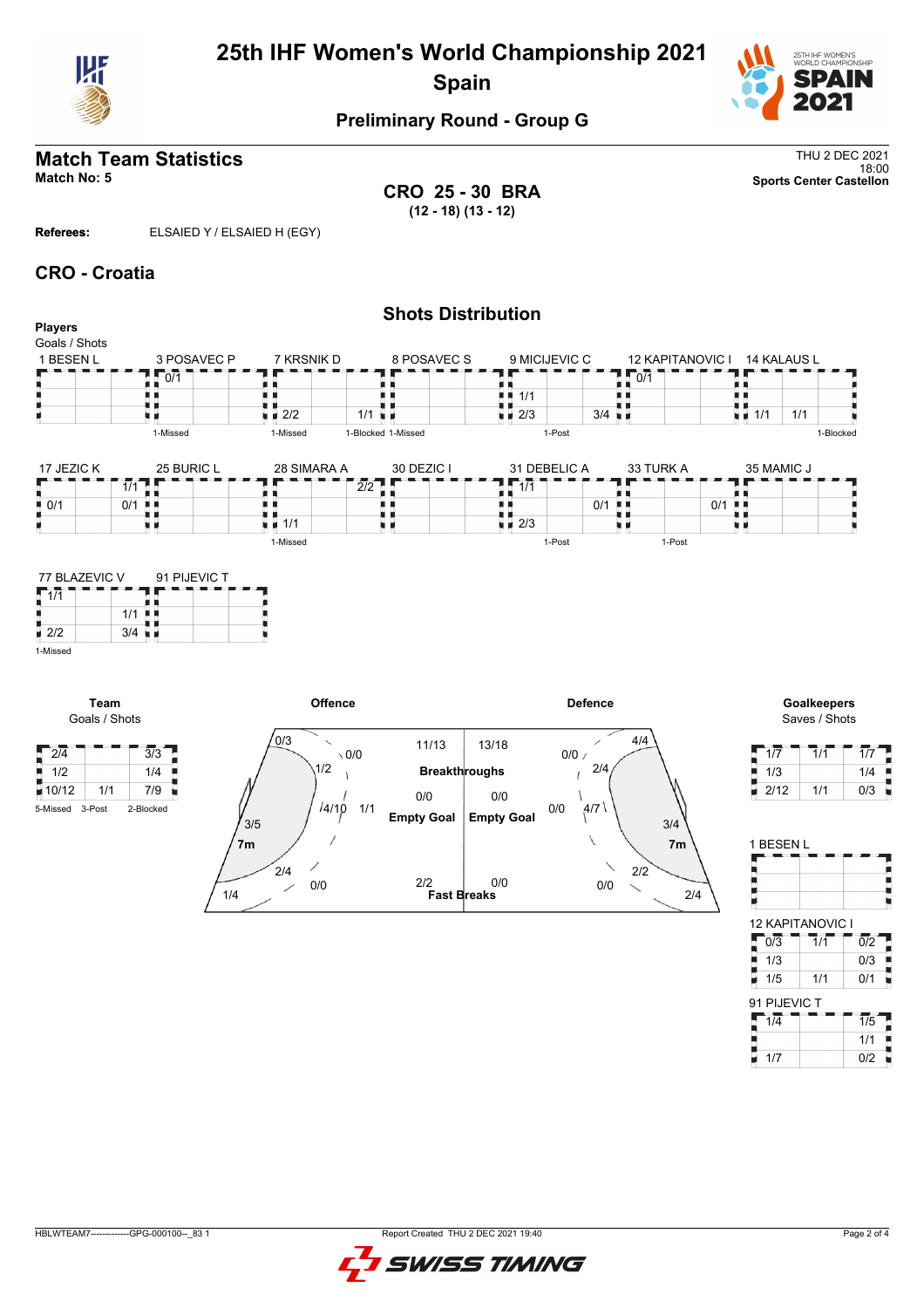# 25th IHF Women's World Championship 2021
# Spain

## Preliminary Round - Group G

## Match Team Statistics

**Match No: 5**

THU 2 DEC 2021
18:00
**Sports Center Castellon**

**CRO 25 - 30 BRA**
**(12 - 18) (13 - 12)**

**Referees:** ELSAIED Y / ELSAIED H (EGY)

## CRO - Croatia

### Shots Distribution

**Players**
Goals / Shots

**1 BESEN L**

| | | |
|---|---|---|
| | | |
| | | |
| | | |

**3 POSAVEC P**

| | | |
|---|---|---|
| 0/1 | | |
| | | |
| | | |

1-Missed

**7 KRSNIK D**

| | | |
|---|---|---|
| | | |
| | | |
| 2/2 | | 1/1 |

1-Missed

**8 POSAVEC S**

| | | |
|---|---|---|
| | | |
| | | |
| | | |

1-Blocked 1-Missed

**9 MICIJEVIC C**

| | | |
|---|---|---|
| | | |
| 1/1 | | |
| 2/3 | | 3/4 |

1-Post

**12 KAPITANOVIC I**

| | | |
|---|---|---|
| 0/1 | | |
| | | |
| | | |

**14 KALAUS L**

| | | |
|---|---|---|
| | | |
| | | |
| 1/1 | 1/1 | |

1-Blocked

**17 JEZIC K**

| | | |
|---|---|---|
| | | 1/1 |
| 0/1 | | 0/1 |
| | | |

**25 BURIC L**

| | | |
|---|---|---|
| | | |
| | | |
| | | |

**28 SIMARA A**

| | | |
|---|---|---|
| | | 2/2 |
| | | |
| 1/1 | | |

1-Missed

**30 DEZIC I**

| | | |
|---|---|---|
| | | |
| | | |
| | | |

**31 DEBELIC A**

| | | |
|---|---|---|
| 1/1 | | |
| | | 0/1 |
| 2/3 | | |

1-Post

**33 TURK A**

| | | |
|---|---|---|
| | | |
| | | 0/1 |
| | | |

1-Post

**35 MAMIC J**

| | | |
|---|---|---|
| | | |
| | | |
| | | |

**77 BLAZEVIC V**

| | | |
|---|---|---|
| 1/1 | | |
| | | 1/1 |
| 2/2 | | 3/4 |

1-Missed

**91 PIJEVIC T**

| | | |
|---|---|---|
| | | |
| | | |
| | | |

**Team**
Goals / Shots

| | | |
|---|---|---|
| 2/4 | | 3/3 |
| 1/2 | | 1/4 |
| 10/12 | 1/1 | 7/9 |

5-Missed 3-Post 2-Blocked

**Offence**

| Zone | Goals / Shots |
|---|---|
| Left wing (upper) | 0/3 |
| Left 9m | 0/0 |
| Left back 6m | 1/2 |
| Centre 6m | 4/10 |
| Centre 9m | 1/1 |
| 7m | 3/5 |
| Right back 6m | 2/4 |
| Right back 9m | 0/0 |
| Right wing | 1/4 |
| Breakthroughs | 11/13 |
| Empty Goal | 0/0 |
| Fast Breaks | 2/2 |

**Defence**

| Zone | Goals / Shots |
|---|---|
| Breakthroughs | 13/18 |
| Empty Goal | 0/0 |
| Fast Breaks | 0/0 |
| Left 9m | 0/0 |
| Left wing | 4/4 |
| Left back 6m | 2/4 |
| Centre 9m | 0/0 |
| Centre 6m | 4/7 |
| 7m | 3/4 |
| Right back 6m | 2/2 |
| Right back 9m | 0/0 |
| Right wing | 2/4 |

**Goalkeepers**
Saves / Shots

| | | |
|---|---|---|
| 1/7 | 1/1 | 1/7 |
| 1/3 | | 1/4 |
| 2/12 | 1/1 | 0/3 |

**1 BESEN L**

| | | |
|---|---|---|
| | | |
| | | |
| | | |

**12 KAPITANOVIC I**

| | | |
|---|---|---|
| 0/3 | 1/1 | 0/2 |
| 1/3 | | 0/3 |
| 1/5 | 1/1 | 0/1 |

**91 PIJEVIC T**

| | | |
|---|---|---|
| 1/4 | | 1/5 |
| | | 1/1 |
| 1/7 | | 0/2 |

HBLWTEAM7--------------GPG-000100--_83 1 Report Created THU 2 DEC 2021 19:40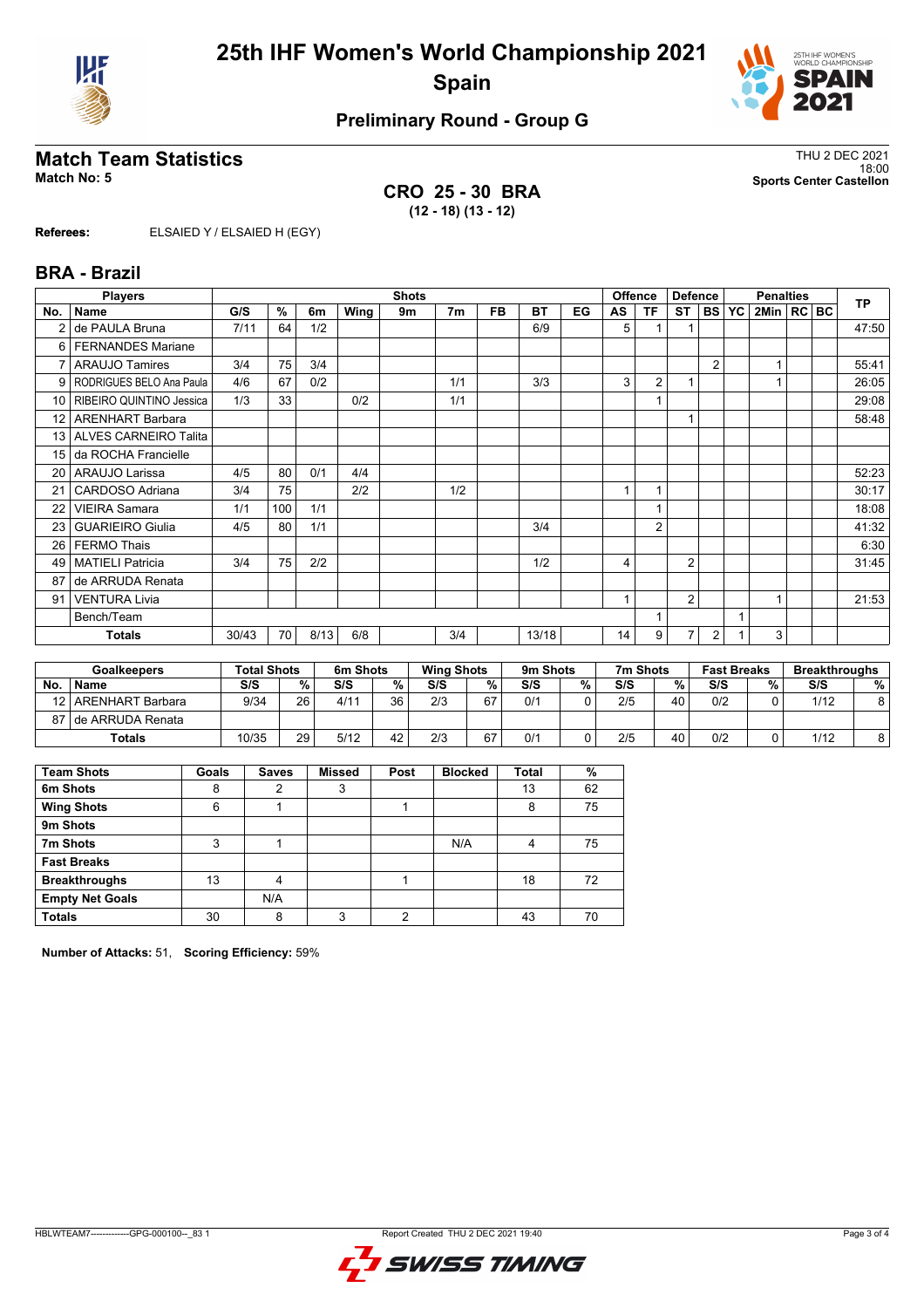# 25th IHF Women's World Championship 2021

## Spain

### Preliminary Round - Group G

## Match Team Statistics

**Match No: 5**

THU 2 DEC 2021
18:00
**Sports Center Castellon**

**CRO 25 - 30 BRA**
**(12 - 18) (13 - 12)**

**Referees:** ELSAIED Y / ELSAIED H (EGY)

## BRA - Brazil

| Players | | Shots | | | | | | | | | Offence | | Defence | | | Penalties | | | TP |
|---|---|---|---|---|---|---|---|---|---|---|---|---|---|---|---|---|---|---|---|
| No. | Name | G/S | % | 6m | Wing | 9m | 7m | FB | BT | EG | AS | TF | ST | BS | YC | 2Min | RC | BC | |
| 2 | de PAULA Bruna | 7/11 | 64 | 1/2 | | | | | 6/9 | | 5 | 1 | 1 | | | | | | 47:50 |
| 6 | FERNANDES Mariane | | | | | | | | | | | | | | | | | | |
| 7 | ARAUJO Tamires | 3/4 | 75 | 3/4 | | | | | | | | | | 2 | | 1 | | | 55:41 |
| 9 | RODRIGUES BELO Ana Paula | 4/6 | 67 | 0/2 | | | 1/1 | | 3/3 | | 3 | 2 | 1 | | | 1 | | | 26:05 |
| 10 | RIBEIRO QUINTINO Jessica | 1/3 | 33 | | 0/2 | | 1/1 | | | | | 1 | | | | | | | 29:08 |
| 12 | ARENHART Barbara | | | | | | | | | | | | 1 | | | | | | 58:48 |
| 13 | ALVES CARNEIRO Talita | | | | | | | | | | | | | | | | | | |
| 15 | da ROCHA Francielle | | | | | | | | | | | | | | | | | | |
| 20 | ARAUJO Larissa | 4/5 | 80 | 0/1 | 4/4 | | | | | | | | | | | | | | 52:23 |
| 21 | CARDOSO Adriana | 3/4 | 75 | | 2/2 | | 1/2 | | | | 1 | 1 | | | | | | | 30:17 |
| 22 | VIEIRA Samara | 1/1 | 100 | 1/1 | | | | | | | | 1 | | | | | | | 18:08 |
| 23 | GUARIEIRO Giulia | 4/5 | 80 | 1/1 | | | | | 3/4 | | | 2 | | | | | | | 41:32 |
| 26 | FERMO Thais | | | | | | | | | | | | | | | | | | 6:30 |
| 49 | MATIELI Patricia | 3/4 | 75 | 2/2 | | | | | 1/2 | | 4 | | 2 | | | | | | 31:45 |
| 87 | de ARRUDA Renata | | | | | | | | | | | | | | | | | | |
| 91 | VENTURA Livia | | | | | | | | | | 1 | | 2 | | | 1 | | | 21:53 |
| | Bench/Team | | | | | | | | | | | 1 | | | 1 | | | | |
| | **Totals** | 30/43 | 70 | 8/13 | 6/8 | | 3/4 | | 13/18 | | 14 | 9 | 7 | 2 | 1 | 3 | | | |

| Goalkeepers | | Total Shots | | 6m Shots | | Wing Shots | | 9m Shots | | 7m Shots | | Fast Breaks | | Breakthroughs | |
|---|---|---|---|---|---|---|---|---|---|---|---|---|---|---|---|
| No. | Name | S/S | % | S/S | % | S/S | % | S/S | % | S/S | % | S/S | % | S/S | % |
| 12 | ARENHART Barbara | 9/34 | 26 | 4/11 | 36 | 2/3 | 67 | 0/1 | 0 | 2/5 | 40 | 0/2 | 0 | 1/12 | 8 |
| 87 | de ARRUDA Renata | | | | | | | | | | | | | | |
| | **Totals** | 10/35 | 29 | 5/12 | 42 | 2/3 | 67 | 0/1 | 0 | 2/5 | 40 | 0/2 | 0 | 1/12 | 8 |

| Team Shots | Goals | Saves | Missed | Post | Blocked | Total | % |
|---|---|---|---|---|---|---|---|
| **6m Shots** | 8 | 2 | 3 | | | 13 | 62 |
| **Wing Shots** | 6 | 1 | | 1 | | 8 | 75 |
| **9m Shots** | | | | | | | |
| **7m Shots** | 3 | 1 | | | N/A | 4 | 75 |
| **Fast Breaks** | | | | | | | |
| **Breakthroughs** | 13 | 4 | | 1 | | 18 | 72 |
| **Empty Net Goals** | | N/A | | | | | |
| **Totals** | 30 | 8 | 3 | 2 | | 43 | 70 |

**Number of Attacks:** 51, **Scoring Efficiency:** 59%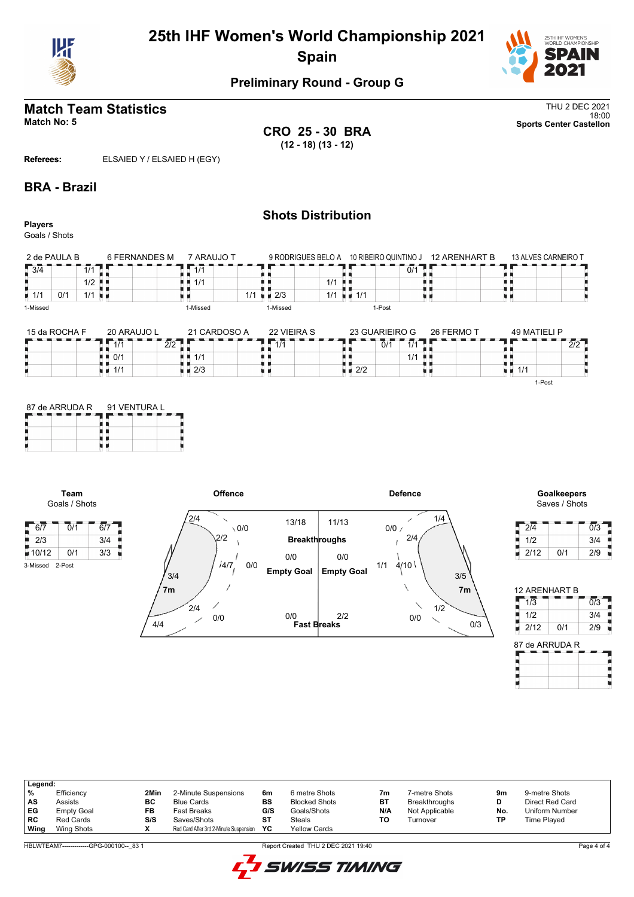# 25th IHF Women's World Championship 2021
## Spain

### Preliminary Round - Group G

## Match Team Statistics

**Match No: 5**

THU 2 DEC 2021
18:00
**Sports Center Castellon**

**CRO 25 - 30 BRA**
**(12 - 18) (13 - 12)**

**Referees:** ELSAIED Y / ELSAIED H (EGY)

## BRA - Brazil

### Shots Distribution

**Players**
Goals / Shots

2 de PAULA B
3/4 | | 1/1
| | 1/2
1/1 | 0/1 | 1/1
1-Missed

6 FERNANDES M

7 ARAUJO T
1/1
1/1
| | 1/1
1-Missed

9 RODRIGUES BELO A
| | 1/1
2/3 | | 1/1
1-Missed

10 RIBEIRO QUINTINO J
| | 0/1
1/1
1-Post

12 ARENHART B

13 ALVES CARNEIRO T

15 da ROCHA F

20 ARAUJO L
1/1 | | 2/2
0/1
1/1

21 CARDOSO A
1/1
2/3

22 VIEIRA S
1/1

23 GUARIEIRO G
| 0/1 | 1/1
| | 1/1
2/2

26 FERMO T

49 MATIELI P
| | 2/2
1/1
1-Post

87 de ARRUDA R

91 VENTURA L

**Team**
Goals / Shots

| | | |
|---|---|---|
| 6/7 | 0/1 | 6/7 |
| 2/3 | | 3/4 |
| 10/12 | 0/1 | 3/3 |

3-Missed 2-Post

**Offence**

2/4
0/0
2/2
4/7
0/0
3/4
7m
2/4
0/0
4/4

13/18 | 11/13
**Breakthroughs**
0/0 | 0/0
**Empty Goal** | **Empty Goal**
0/0 | 2/2
**Fast Breaks**

**Defence**

0/0
1/4
2/4
1/1
4/10
3/5
7m
1/2
0/0
0/3

**Goalkeepers**
Saves / Shots

| | | |
|---|---|---|
| 2/4 | | 0/3 |
| 1/2 | | 3/4 |
| 2/12 | 0/1 | 2/9 |

12 ARENHART B

| | | |
|---|---|---|
| 1/3 | | 0/3 |
| 1/2 | | 3/4 |
| 2/12 | 0/1 | 2/9 |

87 de ARRUDA R

**Legend:**

| | | | | | | | | | |
|---|---|---|---|---|---|---|---|---|---|
| % | Efficiency | 2Min | 2-Minute Suspensions | 6m | 6 metre Shots | 7m | 7-metre Shots | 9m | 9-metre Shots |
| AS | Assists | BC | Blue Cards | BS | Blocked Shots | BT | Breakthroughs | D | Direct Red Card |
| EG | Empty Goal | FB | Fast Breaks | G/S | Goals/Shots | N/A | Not Applicable | No. | Uniform Number |
| RC | Red Cards | S/S | Saves/Shots | ST | Steals | TO | Turnover | TP | Time Played |
| Wing | Wing Shots | X | Red Card After 3rd 2-Minute Suspension | YC | Yellow Cards | | | | |

HBLWTEAM7--------------GPG-000100--_83 1 Report Created THU 2 DEC 2021 19:40